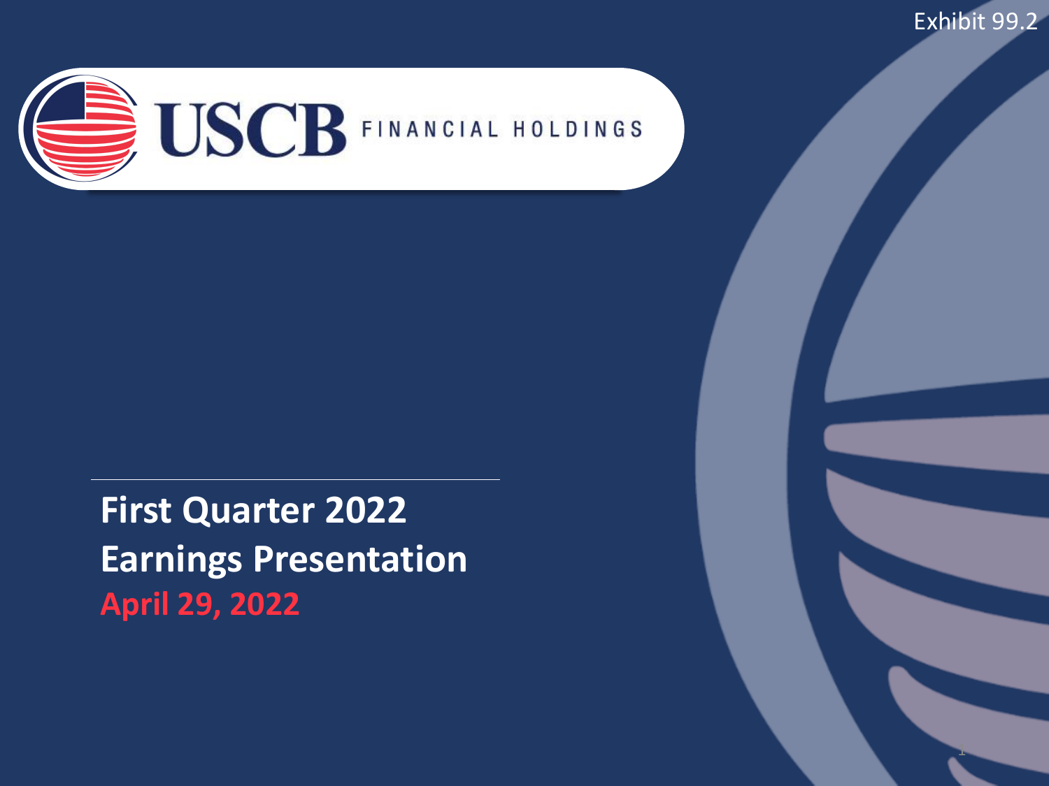Exhibit 99.2

USCB FINANCIAL HOLDINGS

# First Quarter 2022 Earnings Presentation

April 29, 2022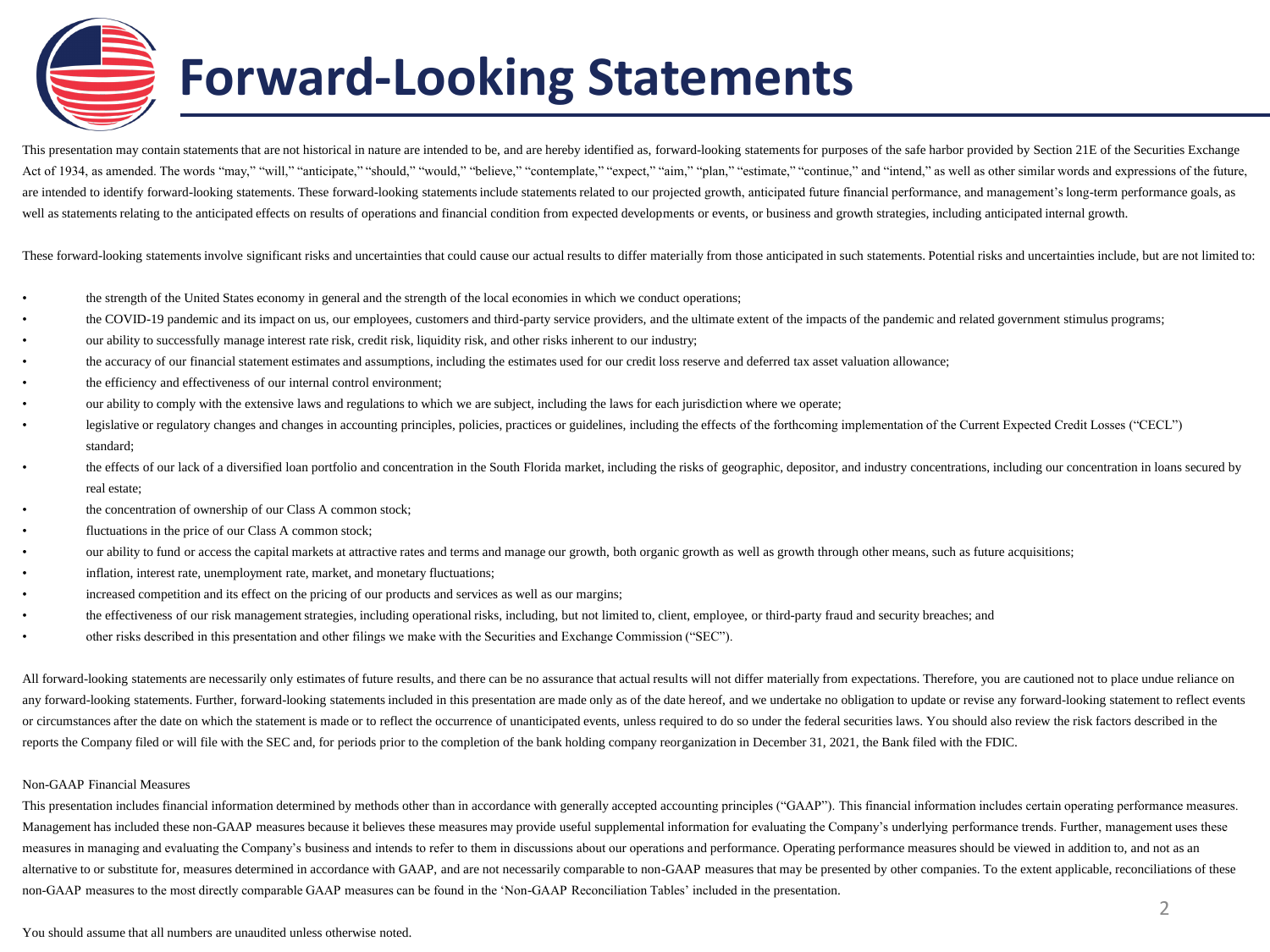# Forward-Looking Statements

This presentation may contain statements that are not historical in nature are intended to be, and are hereby identified as, forward-looking statements for purposes of the safe harbor provided by Section 21E of the Securities Exchange Act of 1934, as amended. The words "may," "will," "anticipate," "should," "would," "believe," "contemplate," "expect," "aim," "plan," "estimate," "continue," and "intend," as well as other similar words and expressions of the future, are intended to identify forward-looking statements. These forward-looking statements include statements related to our projected growth, anticipated future financial performance, and management's long-term performance goals, as well as statements relating to the anticipated effects on results of operations and financial condition from expected developments or events, or business and growth strategies, including anticipated internal growth.

These forward-looking statements involve significant risks and uncertainties that could cause our actual results to differ materially from those anticipated in such statements. Potential risks and uncertainties include, but are not limited to:

- the strength of the United States economy in general and the strength of the local economies in which we conduct operations;
- the COVID-19 pandemic and its impact on us, our employees, customers and third-party service providers, and the ultimate extent of the impacts of the pandemic and related government stimulus programs;
- our ability to successfully manage interest rate risk, credit risk, liquidity risk, and other risks inherent to our industry;
- the accuracy of our financial statement estimates and assumptions, including the estimates used for our credit loss reserve and deferred tax asset valuation allowance;
- the efficiency and effectiveness of our internal control environment;
- our ability to comply with the extensive laws and regulations to which we are subject, including the laws for each jurisdiction where we operate;
- legislative or regulatory changes and changes in accounting principles, policies, practices or guidelines, including the effects of the forthcoming implementation of the Current Expected Credit Losses ("CECL") standard;
- the effects of our lack of a diversified loan portfolio and concentration in the South Florida market, including the risks of geographic, depositor, and industry concentrations, including our concentration in loans secured by real estate;
- the concentration of ownership of our Class A common stock;
- fluctuations in the price of our Class A common stock;
- our ability to fund or access the capital markets at attractive rates and terms and manage our growth, both organic growth as well as growth through other means, such as future acquisitions;
- inflation, interest rate, unemployment rate, market, and monetary fluctuations;
- increased competition and its effect on the pricing of our products and services as well as our margins;
- the effectiveness of our risk management strategies, including operational risks, including, but not limited to, client, employee, or third-party fraud and security breaches; and
- other risks described in this presentation and other filings we make with the Securities and Exchange Commission ("SEC").

All forward-looking statements are necessarily only estimates of future results, and there can be no assurance that actual results will not differ materially from expectations. Therefore, you are cautioned not to place undue reliance on any forward-looking statements. Further, forward-looking statements included in this presentation are made only as of the date hereof, and we undertake no obligation to update or revise any forward-looking statement to reflect events or circumstances after the date on which the statement is made or to reflect the occurrence of unanticipated events, unless required to do so under the federal securities laws. You should also review the risk factors described in the reports the Company filed or will file with the SEC and, for periods prior to the completion of the bank holding company reorganization in December 31, 2021, the Bank filed with the FDIC.

Non-GAAP Financial Measures

This presentation includes financial information determined by methods other than in accordance with generally accepted accounting principles ("GAAP"). This financial information includes certain operating performance measures. Management has included these non-GAAP measures because it believes these measures may provide useful supplemental information for evaluating the Company's underlying performance trends. Further, management uses these measures in managing and evaluating the Company's business and intends to refer to them in discussions about our operations and performance. Operating performance measures should be viewed in addition to, and not as an alternative to or substitute for, measures determined in accordance with GAAP, and are not necessarily comparable to non-GAAP measures that may be presented by other companies. To the extent applicable, reconciliations of these non-GAAP measures to the most directly comparable GAAP measures can be found in the 'Non-GAAP Reconciliation Tables' included in the presentation.

You should assume that all numbers are unaudited unless otherwise noted.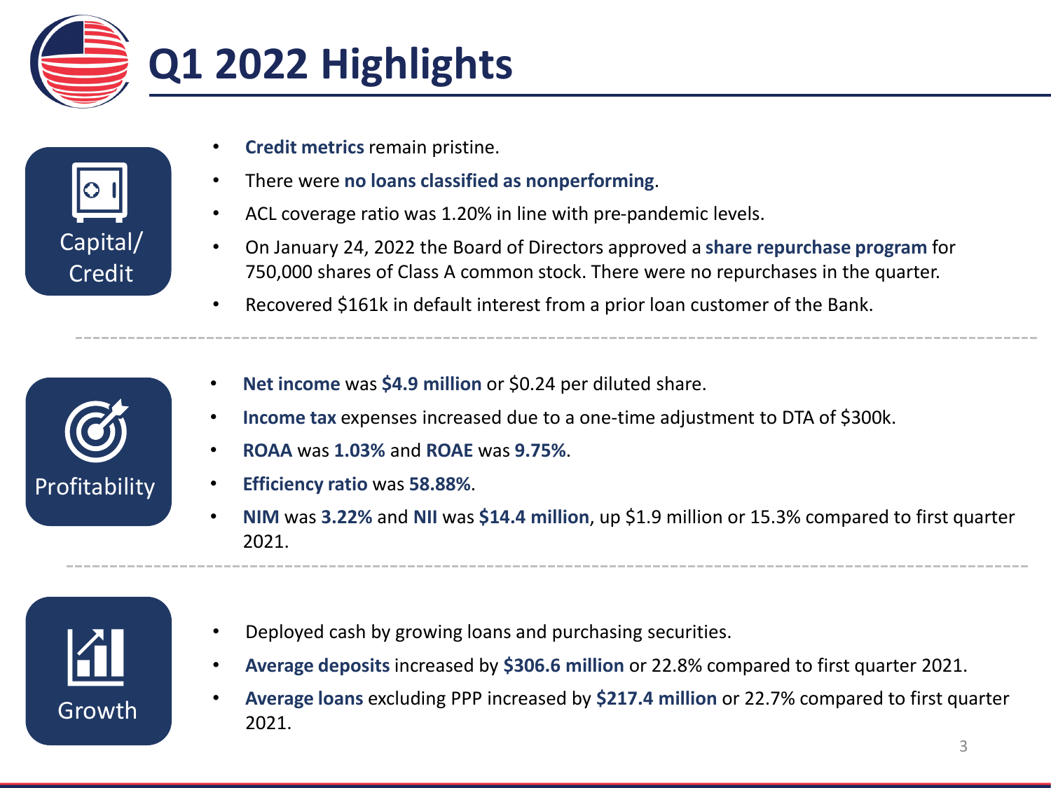# Q1 2022 Highlights

## Capital/Credit

- **Credit metrics** remain pristine.
- There were **no loans classified as nonperforming**.
- ACL coverage ratio was 1.20% in line with pre-pandemic levels.
- On January 24, 2022 the Board of Directors approved a **share repurchase program** for 750,000 shares of Class A common stock. There were no repurchases in the quarter.
- Recovered $161k in default interest from a prior loan customer of the Bank.

## Profitability

- **Net income** was **$4.9 million** or $0.24 per diluted share.
- **Income tax** expenses increased due to a one-time adjustment to DTA of $300k.
- **ROAA** was **1.03%** and **ROAE** was **9.75%**.
- **Efficiency ratio** was **58.88%**.
- **NIM** was **3.22%** and **NII** was **$14.4 million**, up $1.9 million or 15.3% compared to first quarter 2021.

## Growth

- Deployed cash by growing loans and purchasing securities.
- **Average deposits** increased by **$306.6 million** or 22.8% compared to first quarter 2021.
- **Average loans** excluding PPP increased by **$217.4 million** or 22.7% compared to first quarter 2021.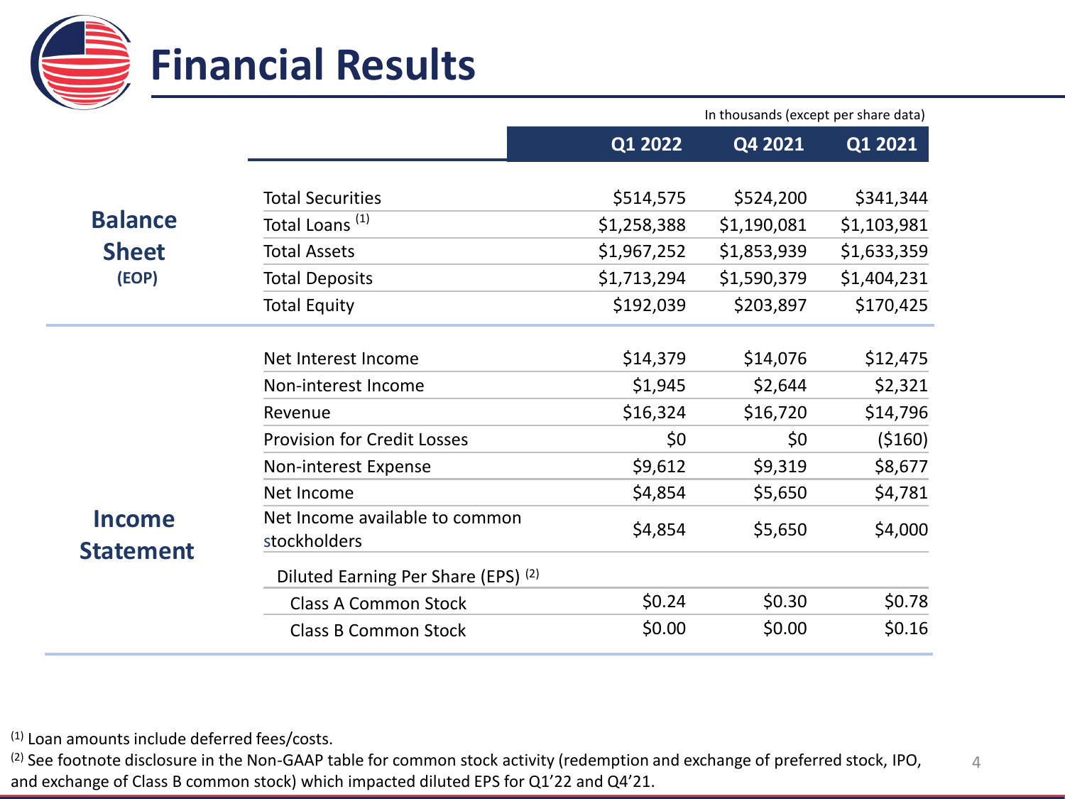# Financial Results

In thousands (except per share data)

| | | Q1 2022 | Q4 2021 | Q1 2021 |
|---|---|---|---|---|
| **Balance Sheet (EOP)** | Total Securities | $514,575 | $524,200 | $341,344 |
| | Total Loans [(1)] | $1,258,388 | $1,190,081 | $1,103,981 |
| | Total Assets | $1,967,252 | $1,853,939 | $1,633,359 |
| | Total Deposits | $1,713,294 | $1,590,379 | $1,404,231 |
| | Total Equity | $192,039 | $203,897 | $170,425 |
| **Income Statement** | Net Interest Income | $14,379 | $14,076 | $12,475 |
| | Non-interest Income | $1,945 | $2,644 | $2,321 |
| | Revenue | $16,324 | $16,720 | $14,796 |
| | Provision for Credit Losses | $0 | $0 | ($160) |
| | Non-interest Expense | $9,612 | $9,319 | $8,677 |
| | Net Income | $4,854 | $5,650 | $4,781 |
| | Net Income available to common stockholders | $4,854 | $5,650 | $4,000 |
| | Diluted Earning Per Share (EPS) [(2)] | | | |
| | Class A Common Stock | $0.24 | $0.30 | $0.78 |
| | Class B Common Stock | $0.00 | $0.00 | $0.16 |

(1) Loan amounts include deferred fees/costs.

(2) See footnote disclosure in the Non-GAAP table for common stock activity (redemption and exchange of preferred stock, IPO, and exchange of Class B common stock) which impacted diluted EPS for Q1'22 and Q4'21.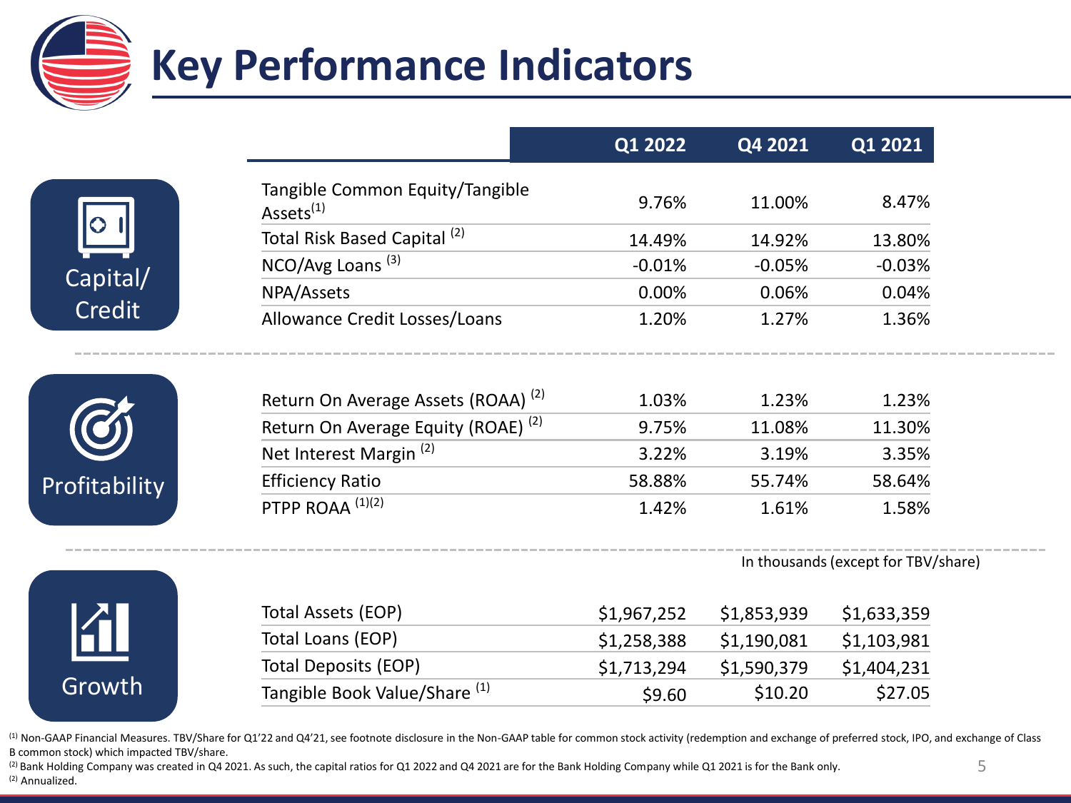# Key Performance Indicators

| | | Q1 2022 | Q4 2021 | Q1 2021 |
|---|---|---|---|---|
| Capital/ Credit | Tangible Common Equity/Tangible Assets[1] | 9.76% | 11.00% | 8.47% |
| | Total Risk Based Capital [2] | 14.49% | 14.92% | 13.80% |
| | NCO/Avg Loans [3] | -0.01% | -0.05% | -0.03% |
| | NPA/Assets | 0.00% | 0.06% | 0.04% |
| | Allowance Credit Losses/Loans | 1.20% | 1.27% | 1.36% |
| Profitability | Return On Average Assets (ROAA) [2] | 1.03% | 1.23% | 1.23% |
| | Return On Average Equity (ROAE) [2] | 9.75% | 11.08% | 11.30% |
| | Net Interest Margin [2] | 3.22% | 3.19% | 3.35% |
| | Efficiency Ratio | 58.88% | 55.74% | 58.64% |
| | PTPP ROAA [1][2] | 1.42% | 1.61% | 1.58% |

In thousands (except for TBV/share)

| | | Q1 2022 | Q4 2021 | Q1 2021 |
|---|---|---|---|---|
| Growth | Total Assets (EOP) | $1,967,252 | $1,853,939 | $1,633,359 |
| | Total Loans (EOP) | $1,258,388 | $1,190,081 | $1,103,981 |
| | Total Deposits (EOP) | $1,713,294 | $1,590,379 | $1,404,231 |
| | Tangible Book Value/Share [1] | $9.60 | $10.20 | $27.05 |

[1] Non-GAAP Financial Measures. TBV/Share for Q1'22 and Q4'21, see footnote disclosure in the Non-GAAP table for common stock activity (redemption and exchange of preferred stock, IPO, and exchange of Class B common stock) which impacted TBV/share.

[2] Bank Holding Company was created in Q4 2021. As such, the capital ratios for Q1 2022 and Q4 2021 are for the Bank Holding Company while Q1 2021 is for the Bank only.

[2] Annualized.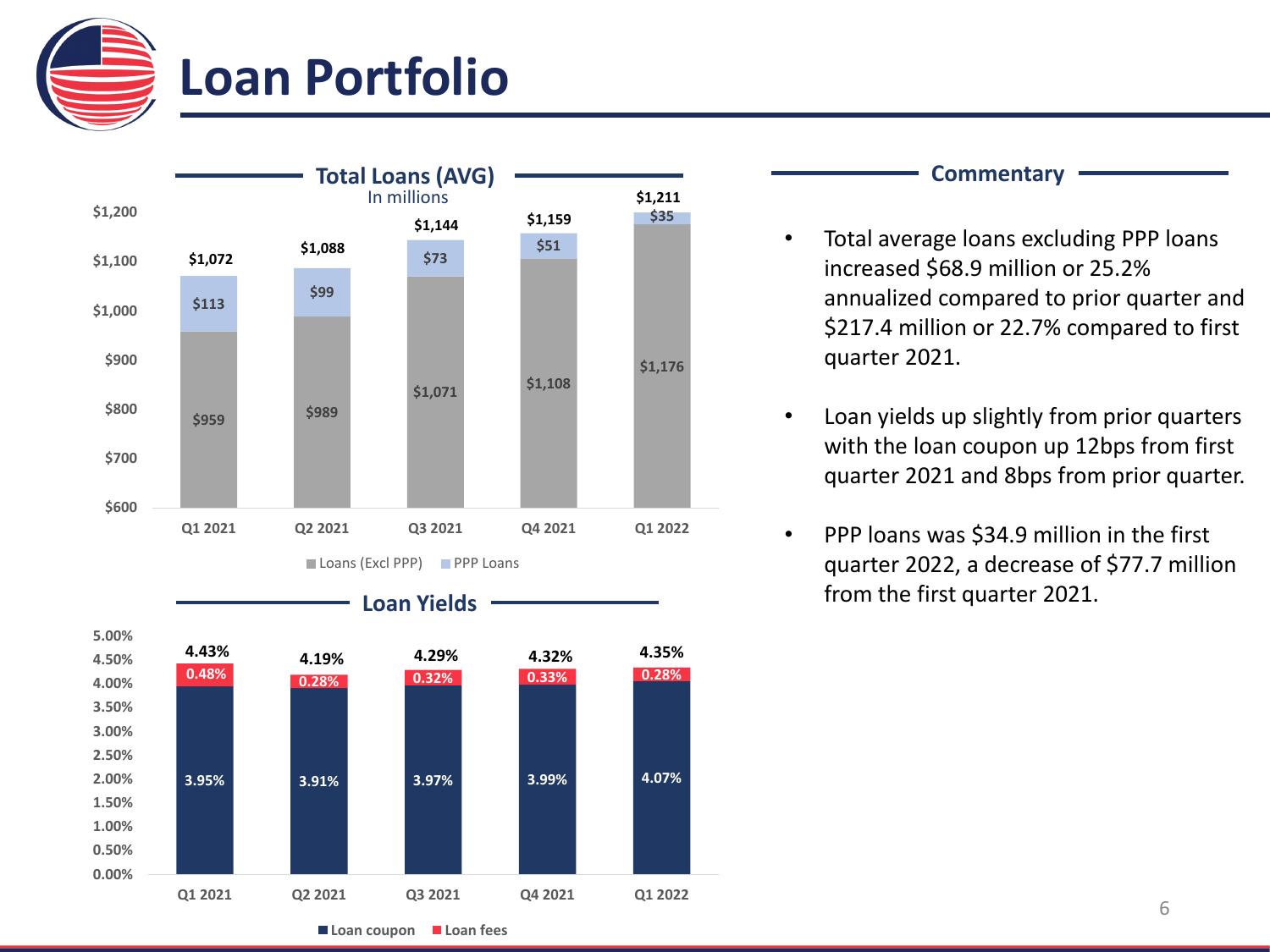# Loan Portfolio

## Total Loans (AVG)

In millions

| | Q1 2021 | Q2 2021 | Q3 2021 | Q4 2021 | Q1 2022 |
|---|---|---|---|---|---|
| Loans (Excl PPP) | $959 | $989 | $1,071 | $1,108 | $1,176 |
| PPP Loans | $113 | $99 | $73 | $51 | $35 |
| Total | $1,072 | $1,088 | $1,144 | $1,159 | $1,211 |

## Loan Yields

| | Q1 2021 | Q2 2021 | Q3 2021 | Q4 2021 | Q1 2022 |
|---|---|---|---|---|---|
| Loan coupon | 3.95% | 3.91% | 3.97% | 3.99% | 4.07% |
| Loan fees | 0.48% | 0.28% | 0.32% | 0.33% | 0.28% |
| Total | 4.43% | 4.19% | 4.29% | 4.32% | 4.35% |

## Commentary

- Total average loans excluding PPP loans increased $68.9 million or 25.2% annualized compared to prior quarter and $217.4 million or 22.7% compared to first quarter 2021.
- Loan yields up slightly from prior quarters with the loan coupon up 12bps from first quarter 2021 and 8bps from prior quarter.
- PPP loans was $34.9 million in the first quarter 2022, a decrease of $77.7 million from the first quarter 2021.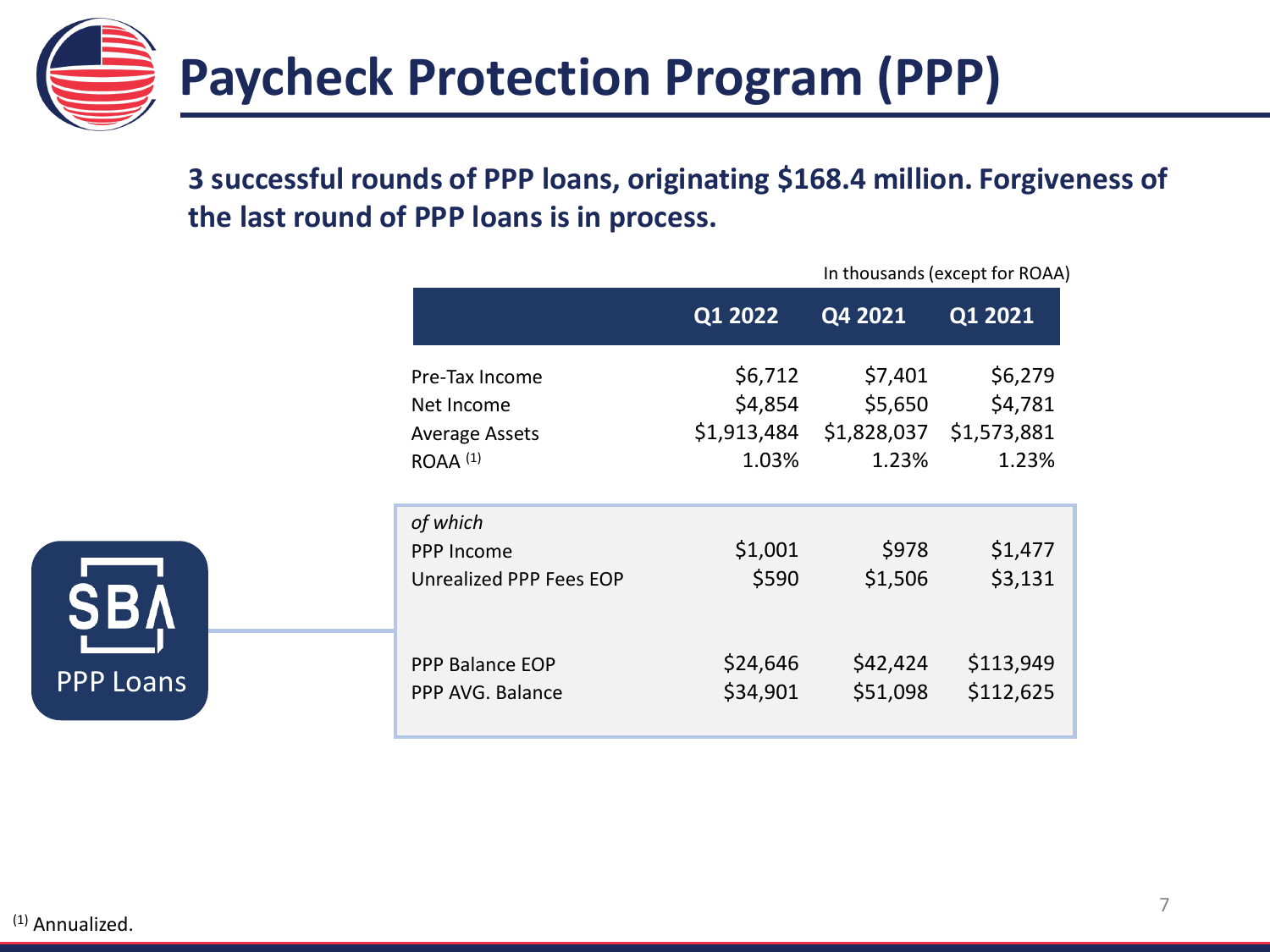# Paycheck Protection Program (PPP)

**3 successful rounds of PPP loans, originating $168.4 million. Forgiveness of the last round of PPP loans is in process.**

In thousands (except for ROAA)

| | Q1 2022 | Q4 2021 | Q1 2021 |
|---|---|---|---|
| Pre-Tax Income | $6,712 | $7,401 | $6,279 |
| Net Income | $4,854 | $5,650 | $4,781 |
| Average Assets | $1,913,484 | $1,828,037 | $1,573,881 |
| ROAA [1] | 1.03% | 1.23% | 1.23% |
| *of which* | | | |
| PPP Income | $1,001 | $978 | $1,477 |
| Unrealized PPP Fees EOP | $590 | $1,506 | $3,131 |
| PPP Balance EOP | $24,646 | $42,424 | $113,949 |
| PPP AVG. Balance | $34,901 | $51,098 | $112,625 |

SBA PPP Loans

[1] Annualized.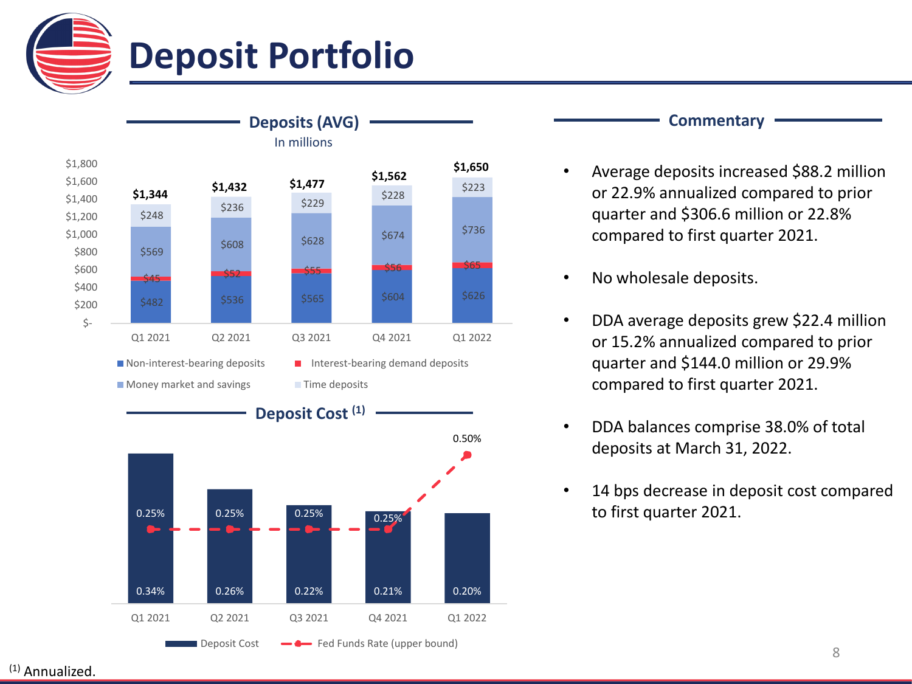# Deposit Portfolio

## Deposits (AVG)

In millions

| | Q1 2021 | Q2 2021 | Q3 2021 | Q4 2021 | Q1 2022 |
|---|---|---|---|---|---|
| Non-interest-bearing deposits | $482 | $536 | $565 | $604 | $626 |
| Interest-bearing demand deposits | $45 | $52 | $55 | $56 | $65 |
| Money market and savings | $569 | $608 | $628 | $674 | $736 |
| Time deposits | $248 | $236 | $229 | $228 | $223 |
| Total | $1,344 | $1,432 | $1,477 | $1,562 | $1,650 |

## Deposit Cost (1)

| | Q1 2021 | Q2 2021 | Q3 2021 | Q4 2021 | Q1 2022 |
|---|---|---|---|---|---|
| Deposit Cost | 0.34% | 0.26% | 0.22% | 0.21% | 0.20% |
| Fed Funds Rate (upper bound) | 0.25% | 0.25% | 0.25% | 0.25% | 0.50% |

## Commentary

- Average deposits increased $88.2 million or 22.9% annualized compared to prior quarter and $306.6 million or 22.8% compared to first quarter 2021.
- No wholesale deposits.
- DDA average deposits grew $22.4 million or 15.2% annualized compared to prior quarter and $144.0 million or 29.9% compared to first quarter 2021.
- DDA balances comprise 38.0% of total deposits at March 31, 2022.
- 14 bps decrease in deposit cost compared to first quarter 2021.

(1) Annualized.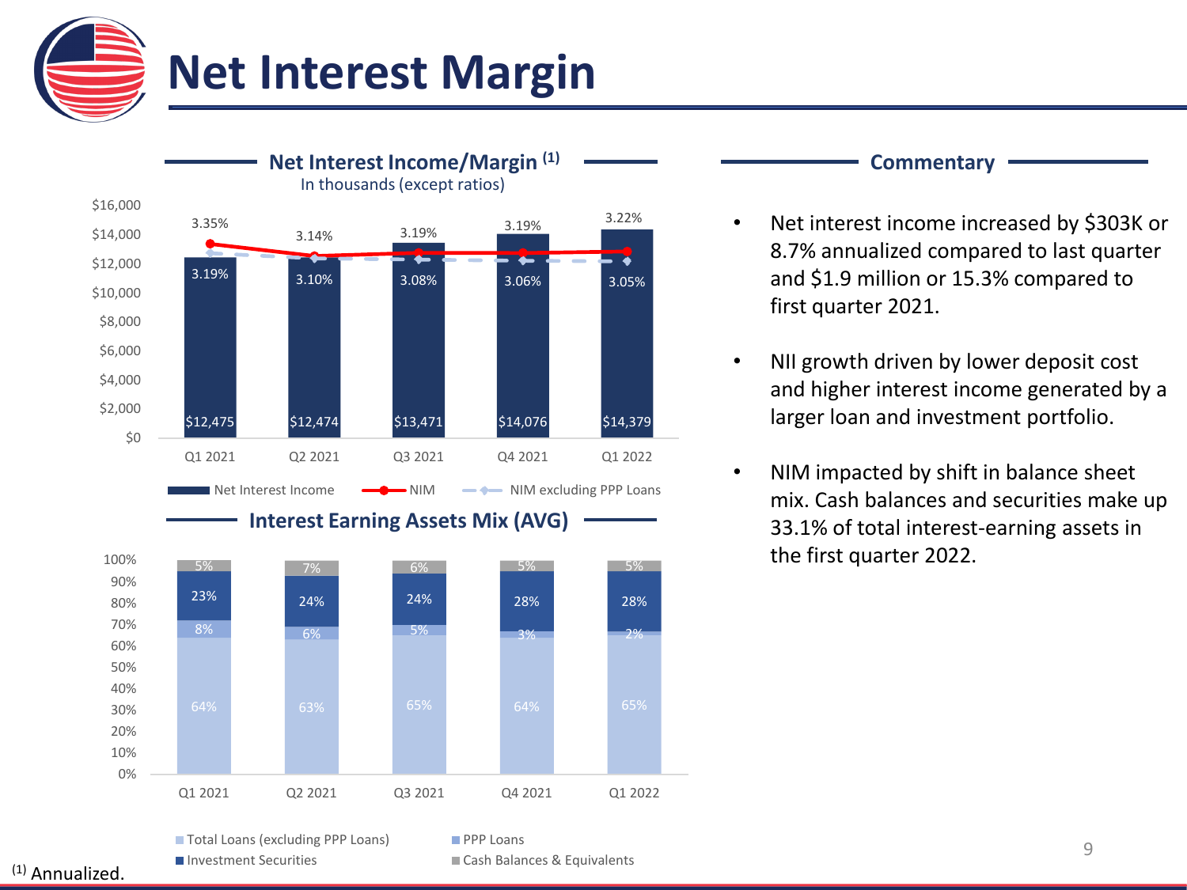# Net Interest Margin

## Net Interest Income/Margin [1]

In thousands (except ratios)

| | Q1 2021 | Q2 2021 | Q3 2021 | Q4 2021 | Q1 2022 |
|---|---|---|---|---|---|
| Net Interest Income | $12,475 | $12,474 | $13,471 | $14,076 | $14,379 |
| NIM | 3.35% | 3.14% | 3.19% | 3.19% | 3.22% |
| NIM excluding PPP Loans | 3.19% | 3.10% | 3.08% | 3.06% | 3.05% |

## Interest Earning Assets Mix (AVG)

| | Q1 2021 | Q2 2021 | Q3 2021 | Q4 2021 | Q1 2022 |
|---|---|---|---|---|---|
| Total Loans (excluding PPP Loans) | 64% | 63% | 65% | 64% | 65% |
| PPP Loans | 8% | 6% | 5% | 3% | 2% |
| Investment Securities | 23% | 24% | 24% | 28% | 28% |
| Cash Balances & Equivalents | 5% | 7% | 6% | 5% | 5% |

## Commentary

- Net interest income increased by $303K or 8.7% annualized compared to last quarter and $1.9 million or 15.3% compared to first quarter 2021.
- NII growth driven by lower deposit cost and higher interest income generated by a larger loan and investment portfolio.
- NIM impacted by shift in balance sheet mix. Cash balances and securities make up 33.1% of total interest-earning assets in the first quarter 2022.

[1] Annualized.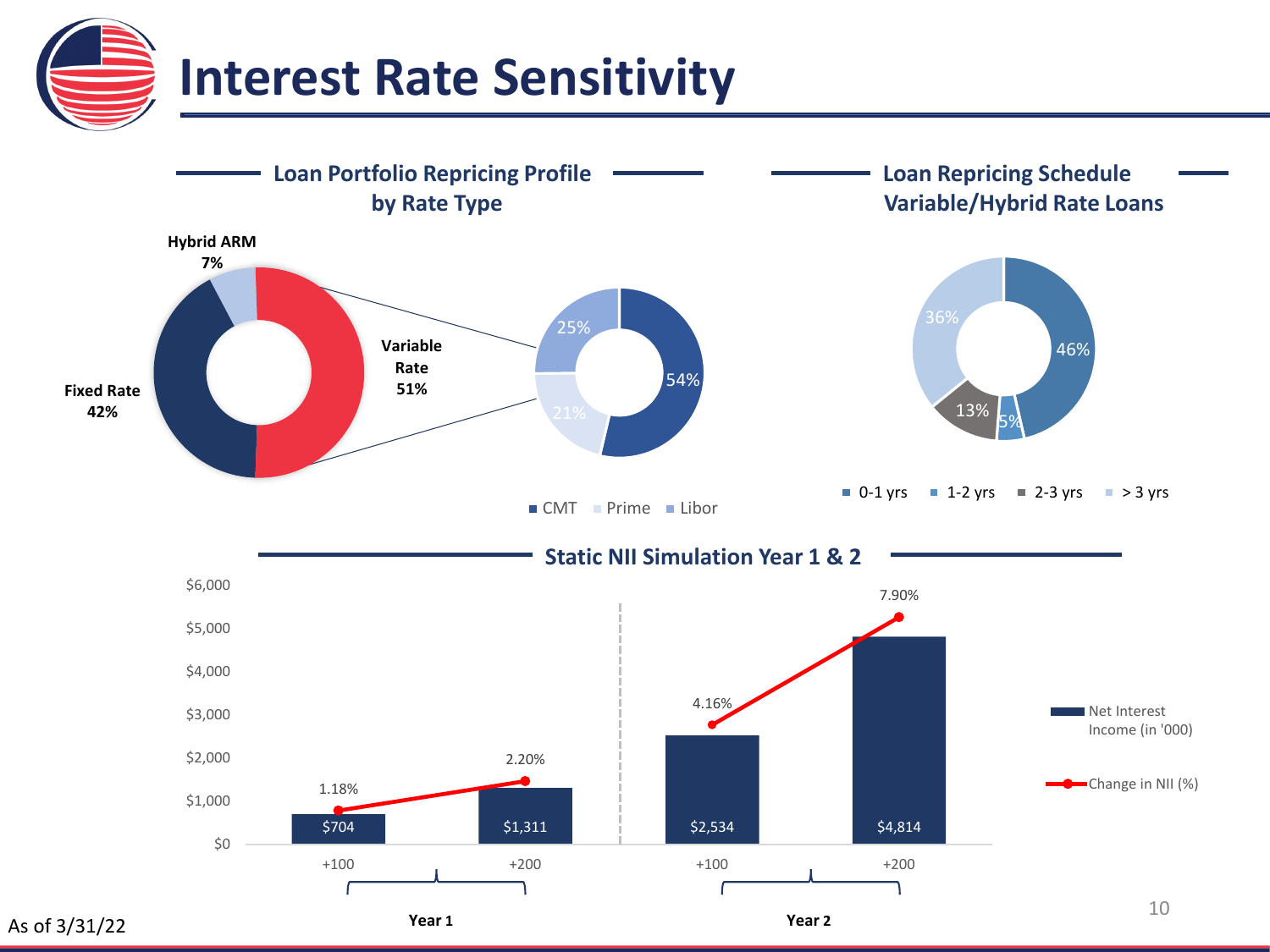# Interest Rate Sensitivity

## Loan Portfolio Repricing Profile by Rate Type

- Variable Rate 51%
- Fixed Rate 42%
- Hybrid ARM 7%

Variable Rate breakdown:

- CMT 54%
- Prime 21%
- Libor 25%

## Loan Repricing Schedule Variable/Hybrid Rate Loans

- 0-1 yrs 46%
- 1-2 yrs 5%
- 2-3 yrs 13%
- > 3 yrs 36%

## Static NII Simulation Year 1 & 2

| | Rate Shock | Net Interest Income (in '000) | Change in NII (%) |
|---|---|---|---|
| Year 1 | +100 | $704 | 1.18% |
| Year 1 | +200 | $1,311 | 2.20% |
| Year 2 | +100 | $2,534 | 4.16% |
| Year 2 | +200 | $4,814 | 7.90% |

As of 3/31/22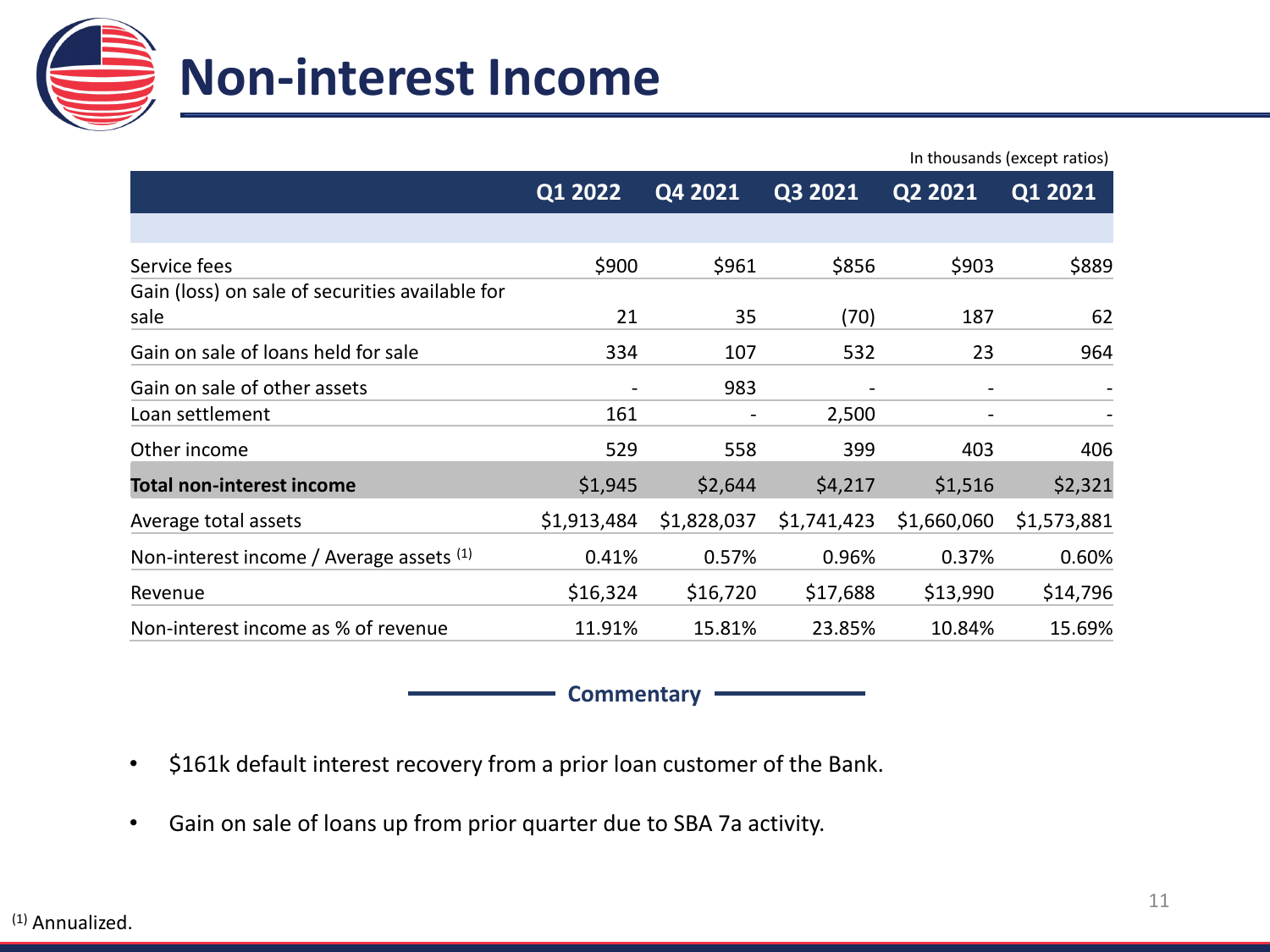# Non-interest Income

In thousands (except ratios)

| | Q1 2022 | Q4 2021 | Q3 2021 | Q2 2021 | Q1 2021 |
|---|---|---|---|---|---|
| Service fees | $900 | $961 | $856 | $903 | $889 |
| Gain (loss) on sale of securities available for sale | 21 | 35 | (70) | 187 | 62 |
| Gain on sale of loans held for sale | 334 | 107 | 532 | 23 | 964 |
| Gain on sale of other assets | - | 983 | - | - | - |
| Loan settlement | 161 | - | 2,500 | - | - |
| Other income | 529 | 558 | 399 | 403 | 406 |
| **Total non-interest income** | $1,945 | $2,644 | $4,217 | $1,516 | $2,321 |
| Average total assets | $1,913,484 | $1,828,037 | $1,741,423 | $1,660,060 | $1,573,881 |
| Non-interest income / Average assets [(1)] | 0.41% | 0.57% | 0.96% | 0.37% | 0.60% |
| Revenue | $16,324 | $16,720 | $17,688 | $13,990 | $14,796 |
| Non-interest income as % of revenue | 11.91% | 15.81% | 23.85% | 10.84% | 15.69% |

## Commentary

- $161k default interest recovery from a prior loan customer of the Bank.
- Gain on sale of loans up from prior quarter due to SBA 7a activity.

[(1)] Annualized.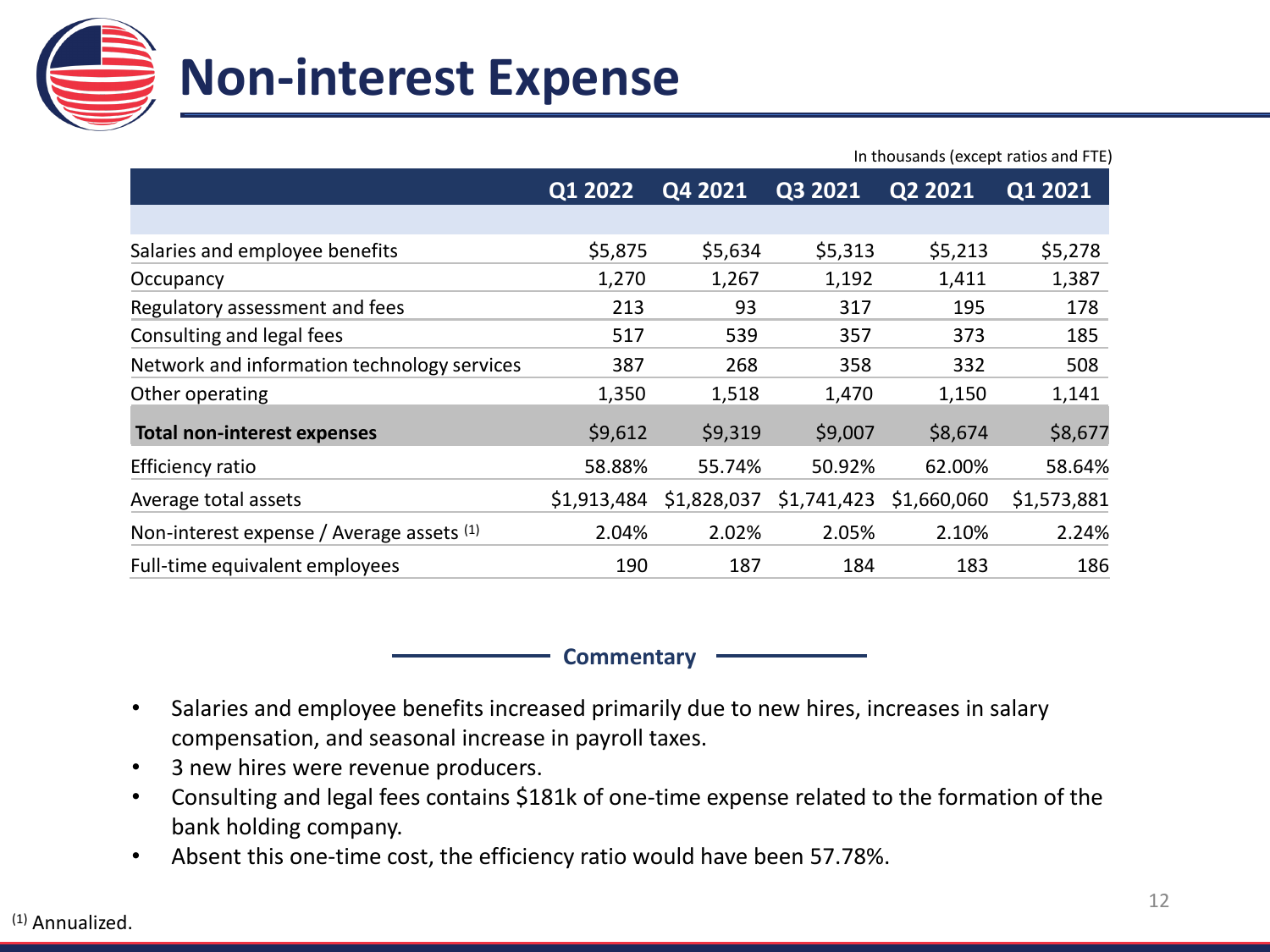# Non-interest Expense

In thousands (except ratios and FTE)

| | Q1 2022 | Q4 2021 | Q3 2021 | Q2 2021 | Q1 2021 |
|---|---|---|---|---|---|
| Salaries and employee benefits | $5,875 | $5,634 | $5,313 | $5,213 | $5,278 |
| Occupancy | 1,270 | 1,267 | 1,192 | 1,411 | 1,387 |
| Regulatory assessment and fees | 213 | 93 | 317 | 195 | 178 |
| Consulting and legal fees | 517 | 539 | 357 | 373 | 185 |
| Network and information technology services | 387 | 268 | 358 | 332 | 508 |
| Other operating | 1,350 | 1,518 | 1,470 | 1,150 | 1,141 |
| **Total non-interest expenses** | $9,612 | $9,319 | $9,007 | $8,674 | $8,677 |
| Efficiency ratio | 58.88% | 55.74% | 50.92% | 62.00% | 58.64% |
| Average total assets | $1,913,484 | $1,828,037 | $1,741,423 | $1,660,060 | $1,573,881 |
| Non-interest expense / Average assets [(1)] | 2.04% | 2.02% | 2.05% | 2.10% | 2.24% |
| Full-time equivalent employees | 190 | 187 | 184 | 183 | 186 |

## Commentary

- Salaries and employee benefits increased primarily due to new hires, increases in salary compensation, and seasonal increase in payroll taxes.
- 3 new hires were revenue producers.
- Consulting and legal fees contains $181k of one-time expense related to the formation of the bank holding company.
- Absent this one-time cost, the efficiency ratio would have been 57.78%.

[(1)] Annualized.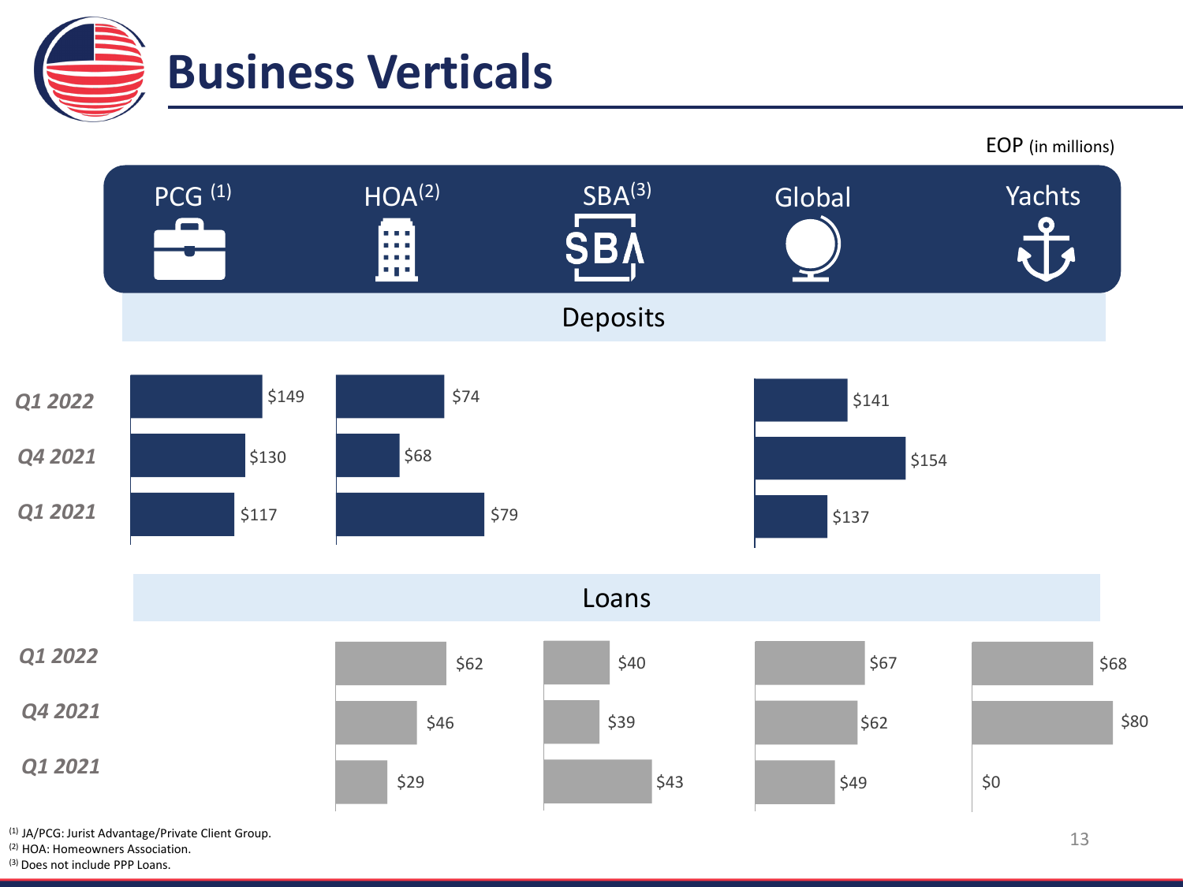# Business Verticals

EOP (in millions)

### Deposits

| | PCG [1] | HOA [2] | SBA [3] | Global | Yachts |
|---|---|---|---|---|---|
| Q1 2022 | $149 | $74 | | $141 | |
| Q4 2021 | $130 | $68 | | $154 | |
| Q1 2021 | $117 | $79 | | $137 | |

### Loans

| | PCG [1] | HOA [2] | SBA [3] | Global | Yachts |
|---|---|---|---|---|---|
| Q1 2022 | | $62 | $40 | $67 | $68 |
| Q4 2021 | | $46 | $39 | $62 | $80 |
| Q1 2021 | | $29 | $43 | $49 | $0 |

[1] JA/PCG: Jurist Advantage/Private Client Group.
[2] HOA: Homeowners Association.
[3] Does not include PPP Loans.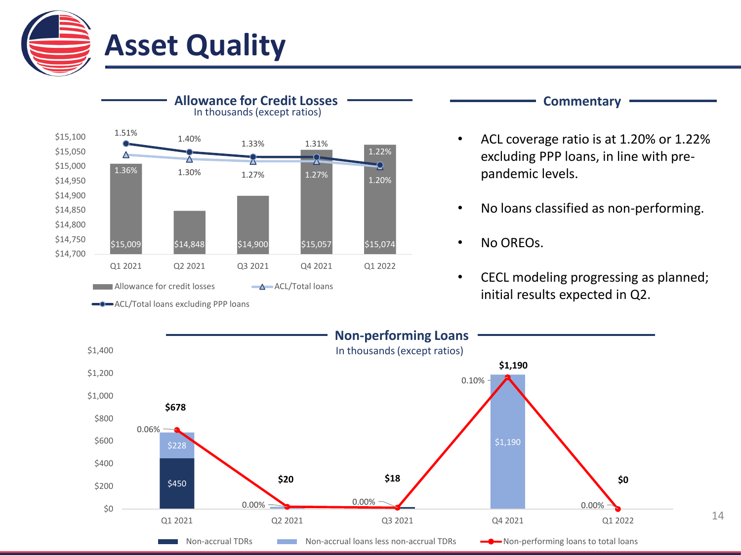# Asset Quality

## Allowance for Credit Losses

In thousands (except ratios)

| | Q1 2021 | Q2 2021 | Q3 2021 | Q4 2021 | Q1 2022 |
|---|---|---|---|---|---|
| Allowance for credit losses | $15,009 | $14,848 | $14,900 | $15,057 | $15,074 |
| ACL/Total loans | 1.36% | 1.30% | 1.27% | 1.27% | 1.20% |
| ACL/Total loans excluding PPP loans | 1.51% | 1.40% | 1.33% | 1.31% | 1.22% |

## Commentary

- ACL coverage ratio is at 1.20% or 1.22% excluding PPP loans, in line with pre-pandemic levels.
- No loans classified as non-performing.
- No OREOs.
- CECL modeling progressing as planned; initial results expected in Q2.

## Non-performing Loans

In thousands (except ratios)

| | Q1 2021 | Q2 2021 | Q3 2021 | Q4 2021 | Q1 2022 |
|---|---|---|---|---|---|
| Non-accrual TDRs | $450 | | | | |
| Non-accrual loans less non-accrual TDRs | $228 | | | $1,190 | |
| Total | $678 | $20 | $18 | $1,190 | $0 |
| Non-performing loans to total loans | 0.06% | 0.00% | 0.00% | 0.10% | 0.00% |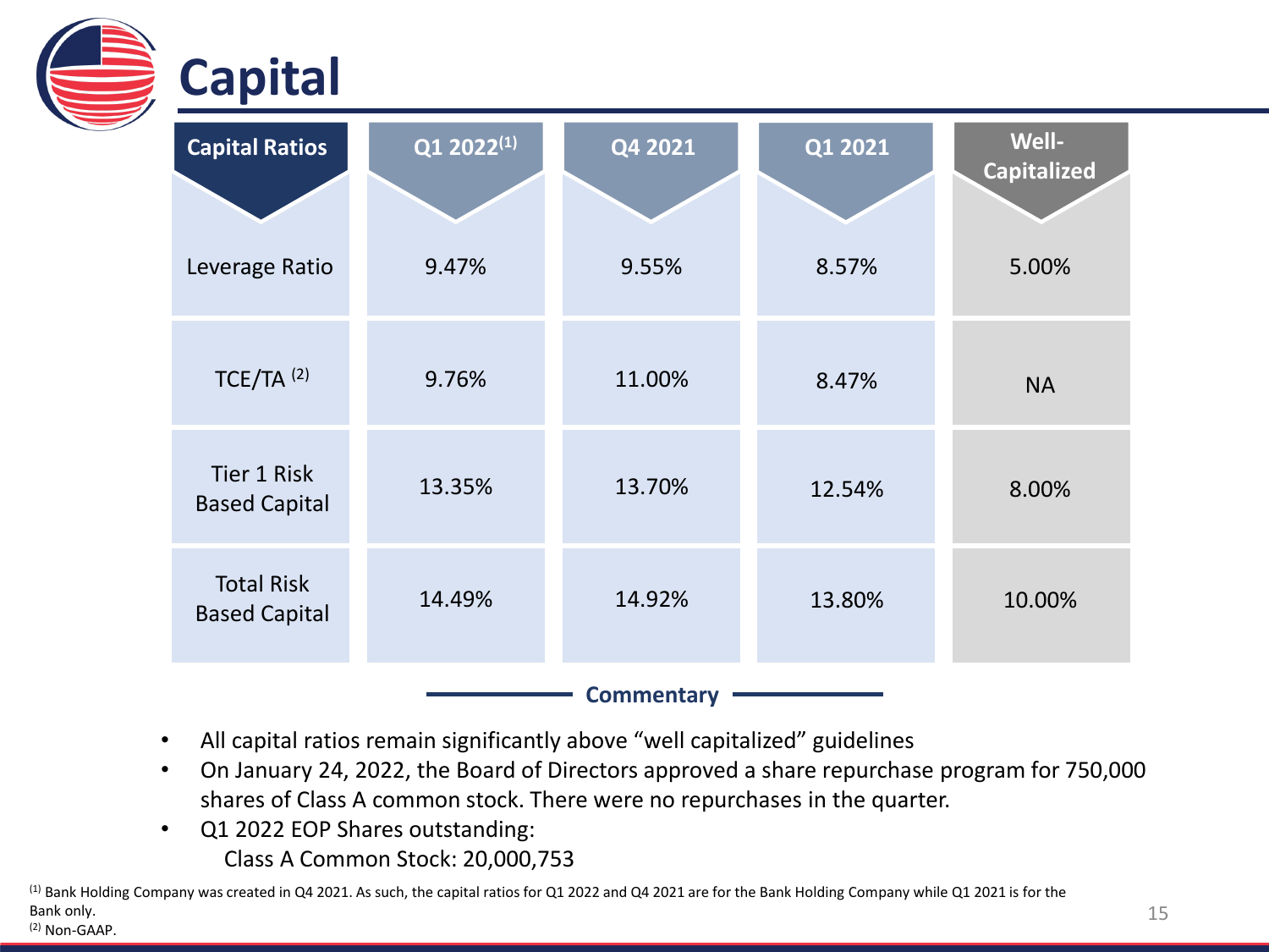# Capital

| Capital Ratios | Q1 2022[1] | Q4 2021 | Q1 2021 | Well-Capitalized |
|---|---|---|---|---|
| Leverage Ratio | 9.47% | 9.55% | 8.57% | 5.00% |
| TCE/TA [2] | 9.76% | 11.00% | 8.47% | NA |
| Tier 1 Risk Based Capital | 13.35% | 13.70% | 12.54% | 8.00% |
| Total Risk Based Capital | 14.49% | 14.92% | 13.80% | 10.00% |

**Commentary**

- All capital ratios remain significantly above "well capitalized" guidelines
- On January 24, 2022, the Board of Directors approved a share repurchase program for 750,000 shares of Class A common stock. There were no repurchases in the quarter.
- Q1 2022 EOP Shares outstanding:
  Class A Common Stock: 20,000,753

[1] Bank Holding Company was created in Q4 2021. As such, the capital ratios for Q1 2022 and Q4 2021 are for the Bank Holding Company while Q1 2021 is for the Bank only.
[2] Non-GAAP.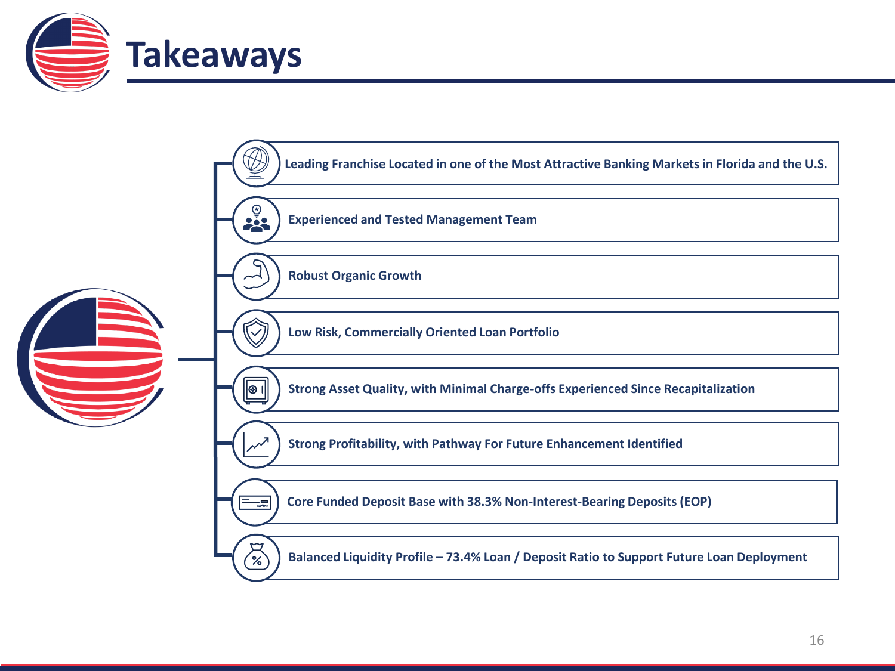# Takeaways

- **Leading Franchise Located in one of the Most Attractive Banking Markets in Florida and the U.S.**
- **Experienced and Tested Management Team**
- **Robust Organic Growth**
- **Low Risk, Commercially Oriented Loan Portfolio**
- **Strong Asset Quality, with Minimal Charge-offs Experienced Since Recapitalization**
- **Strong Profitability, with Pathway For Future Enhancement Identified**
- **Core Funded Deposit Base with 38.3% Non-Interest-Bearing Deposits (EOP)**
- **Balanced Liquidity Profile – 73.4% Loan / Deposit Ratio to Support Future Loan Deployment**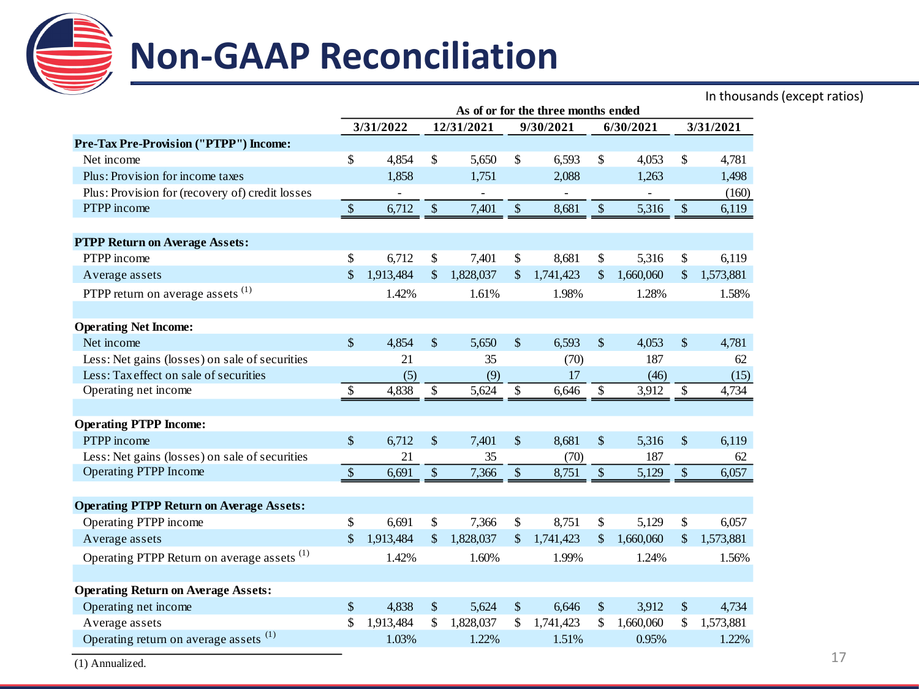# Non-GAAP Reconciliation

In thousands (except ratios)

| | As of or for the three months ended | | | | |
|---|---|---|---|---|---|
| | 3/31/2022 | 12/31/2021 | 9/30/2021 | 6/30/2021 | 3/31/2021 |
| **Pre-Tax Pre-Provision ("PTPP") Income:** | | | | | |
| Net income | $ 4,854 | $ 5,650 | $ 6,593 | $ 4,053 | $ 4,781 |
| Plus: Provision for income taxes | 1,858 | 1,751 | 2,088 | 1,263 | 1,498 |
| Plus: Provision for (recovery of) credit losses | - | - | - | - | (160) |
| PTPP income | $ 6,712 | $ 7,401 | $ 8,681 | $ 5,316 | $ 6,119 |
| **PTPP Return on Average Assets:** | | | | | |
| PTPP income | $ 6,712 | $ 7,401 | $ 8,681 | $ 5,316 | $ 6,119 |
| Average assets | $ 1,913,484 | $ 1,828,037 | $ 1,741,423 | $ 1,660,060 | $ 1,573,881 |
| PTPP return on average assets (1) | 1.42% | 1.61% | 1.98% | 1.28% | 1.58% |
| **Operating Net Income:** | | | | | |
| Net income | $ 4,854 | $ 5,650 | $ 6,593 | $ 4,053 | $ 4,781 |
| Less: Net gains (losses) on sale of securities | 21 | 35 | (70) | 187 | 62 |
| Less: Tax effect on sale of securities | (5) | (9) | 17 | (46) | (15) |
| Operating net income | $ 4,838 | $ 5,624 | $ 6,646 | $ 3,912 | $ 4,734 |
| **Operating PTPP Income:** | | | | | |
| PTPP income | $ 6,712 | $ 7,401 | $ 8,681 | $ 5,316 | $ 6,119 |
| Less: Net gains (losses) on sale of securities | 21 | 35 | (70) | 187 | 62 |
| Operating PTPP Income | $ 6,691 | $ 7,366 | $ 8,751 | $ 5,129 | $ 6,057 |
| **Operating PTPP Return on Average Assets:** | | | | | |
| Operating PTPP income | $ 6,691 | $ 7,366 | $ 8,751 | $ 5,129 | $ 6,057 |
| Average assets | $ 1,913,484 | $ 1,828,037 | $ 1,741,423 | $ 1,660,060 | $ 1,573,881 |
| Operating PTPP Return on average assets (1) | 1.42% | 1.60% | 1.99% | 1.24% | 1.56% |
| **Operating Return on Average Assets:** | | | | | |
| Operating net income | $ 4,838 | $ 5,624 | $ 6,646 | $ 3,912 | $ 4,734 |
| Average assets | $ 1,913,484 | $ 1,828,037 | $ 1,741,423 | $ 1,660,060 | $ 1,573,881 |
| Operating return on average assets (1) | 1.03% | 1.22% | 1.51% | 0.95% | 1.22% |

(1) Annualized.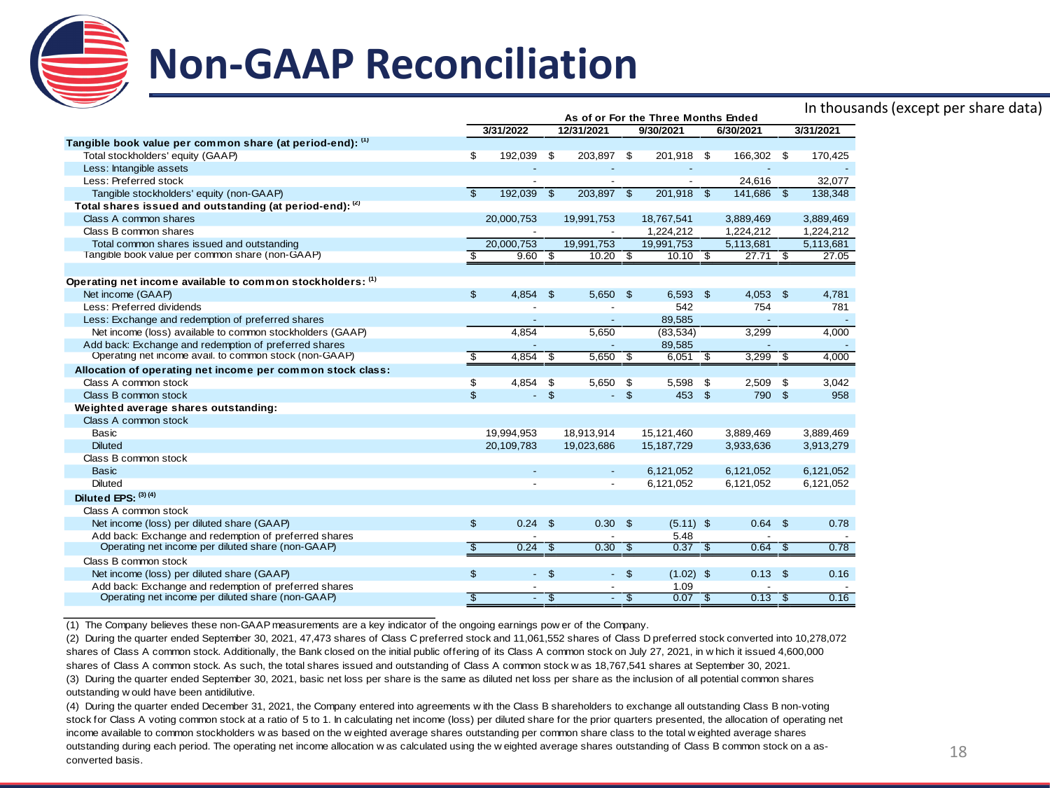# Non-GAAP Reconciliation

In thousands (except per share data)

| | As of or For the Three Months Ended | | | | |
|---|---|---|---|---|---|
| | 3/31/2022 | 12/31/2021 | 9/30/2021 | 6/30/2021 | 3/31/2021 |
| **Tangible book value per common share (at period-end):** [(1)] | | | | | |
| Total stockholders' equity (GAAP) | $ 192,039 | $ 203,897 | $ 201,918 | $ 166,302 | $ 170,425 |
| Less: Intangible assets | - | - | - | - | - |
| Less: Preferred stock | - | - | - | 24,616 | 32,077 |
| Tangible stockholders' equity (non-GAAP) | $ 192,039 | $ 203,897 | $ 201,918 | $ 141,686 | $ 138,348 |
| **Total shares issued and outstanding (at period-end):** [(2)] | | | | | |
| Class A common shares | 20,000,753 | 19,991,753 | 18,767,541 | 3,889,469 | 3,889,469 |
| Class B common shares | - | - | 1,224,212 | 1,224,212 | 1,224,212 |
| Total common shares issued and outstanding | 20,000,753 | 19,991,753 | 19,991,753 | 5,113,681 | 5,113,681 |
| Tangible book value per common share (non-GAAP) | $ 9.60 | $ 10.20 | $ 10.10 | $ 27.71 | $ 27.05 |
| | | | | | |
| **Operating net income available to common stockholders:** [(1)] | | | | | |
| Net income (GAAP) | $ 4,854 | $ 5,650 | $ 6,593 | $ 4,053 | $ 4,781 |
| Less: Preferred dividends | - | - | 542 | 754 | 781 |
| Less: Exchange and redemption of preferred shares | - | - | 89,585 | - | - |
| Net income (loss) available to common stockholders (GAAP) | 4,854 | 5,650 | (83,534) | 3,299 | 4,000 |
| Add back: Exchange and redemption of preferred shares | - | - | 89,585 | - | - |
| Operating net income avail. to common stock (non-GAAP) | $ 4,854 | $ 5,650 | $ 6,051 | $ 3,299 | $ 4,000 |
| **Allocation of operating net income per common stock class:** | | | | | |
| Class A common stock | $ 4,854 | $ 5,650 | $ 5,598 | $ 2,509 | $ 3,042 |
| Class B common stock | $ - | $ - | $ 453 | $ 790 | $ 958 |
| **Weighted average shares outstanding:** | | | | | |
| Class A common stock | | | | | |
| Basic | 19,994,953 | 18,913,914 | 15,121,460 | 3,889,469 | 3,889,469 |
| Diluted | 20,109,783 | 19,023,686 | 15,187,729 | 3,933,636 | 3,913,279 |
| Class B common stock | | | | | |
| Basic | - | - | 6,121,052 | 6,121,052 | 6,121,052 |
| Diluted | - | - | 6,121,052 | 6,121,052 | 6,121,052 |
| **Diluted EPS:** [(3)(4)] | | | | | |
| Class A common stock | | | | | |
| Net income (loss) per diluted share (GAAP) | $ 0.24 | $ 0.30 | $ (5.11) | $ 0.64 | $ 0.78 |
| Add back: Exchange and redemption of preferred shares | - | - | 5.48 | - | - |
| Operating net income per diluted share (non-GAAP) | $ 0.24 | $ 0.30 | $ 0.37 | $ 0.64 | $ 0.78 |
| Class B common stock | | | | | |
| Net income (loss) per diluted share (GAAP) | $ - | $ - | $ (1.02) | $ 0.13 | $ 0.16 |
| Add back: Exchange and redemption of preferred shares | - | - | 1.09 | - | - |
| Operating net income per diluted share (non-GAAP) | $ - | $ - | $ 0.07 | $ 0.13 | $ 0.16 |

(1) The Company believes these non-GAAP measurements are a key indicator of the ongoing earnings power of the Company.

(2) During the quarter ended September 30, 2021, 47,473 shares of Class C preferred stock and 11,061,552 shares of Class D preferred stock converted into 10,278,072 shares of Class A common stock. Additionally, the Bank closed on the initial public offering of its Class A common stock on July 27, 2021, in which it issued 4,600,000 shares of Class A common stock. As such, the total shares issued and outstanding of Class A common stock was 18,767,541 shares at September 30, 2021.

(3) During the quarter ended September 30, 2021, basic net loss per share is the same as diluted net loss per share as the inclusion of all potential common shares outstanding would have been antidilutive.

(4) During the quarter ended December 31, 2021, the Company entered into agreements with the Class B shareholders to exchange all outstanding Class B non-voting stock for Class A voting common stock at a ratio of 5 to 1. In calculating net income (loss) per diluted share for the prior quarters presented, the allocation of operating net income available to common stockholders was based on the weighted average shares outstanding per common share class to the total weighted average shares outstanding during each period. The operating net income allocation was calculated using the weighted average shares outstanding of Class B common stock on a as-converted basis.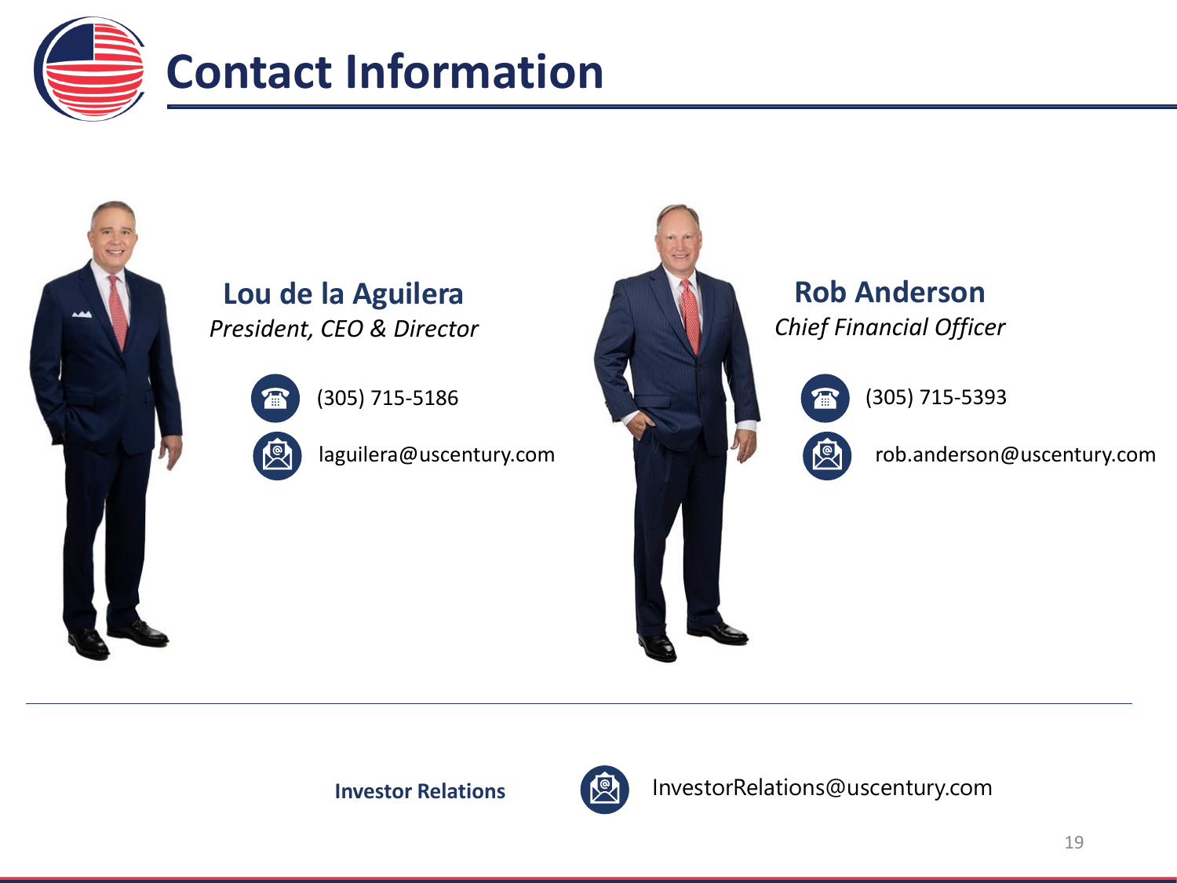# Contact Information

**Lou de la Aguilera**
*President, CEO & Director*

(305) 715-5186

laguilera@uscentury.com

**Rob Anderson**
*Chief Financial Officer*

(305) 715-5393

rob.anderson@uscentury.com

**Investor Relations**

InvestorRelations@uscentury.com